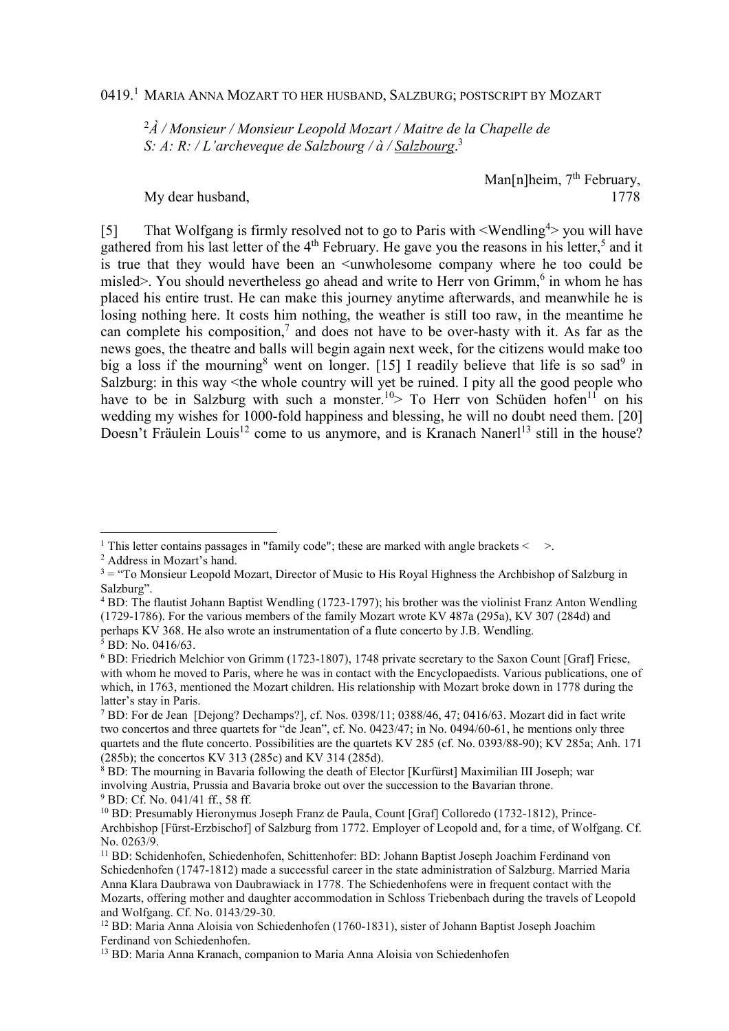0419.[1] MARIA ANNA MOZART TO HER HUSBAND, SALZBURG; POSTSCRIPT BY MOZART

[2]*À / Monsieur / Monsieur Leopold Mozart / Maitre de la Chapelle de S: A: R: / L'archeveque de Salzbourg / à / Salzbourg*.[3]

Man[n]heim, 7th February, 1778

My dear husband,

[5] That Wolfgang is firmly resolved not to go to Paris with <Wendling[4]> you will have gathered from his last letter of the 4th February. He gave you the reasons in his letter,[5] and it is true that they would have been an <unwholesome company where he too could be misled>. You should nevertheless go ahead and write to Herr von Grimm,[6] in whom he has placed his entire trust. He can make this journey anytime afterwards, and meanwhile he is losing nothing here. It costs him nothing, the weather is still too raw, in the meantime he can complete his composition,[7] and does not have to be over-hasty with it. As far as the news goes, the theatre and balls will begin again next week, for the citizens would make too big a loss if the mourning[8] went on longer. [15] I readily believe that life is so sad[9] in Salzburg: in this way <the whole country will yet be ruined. I pity all the good people who have to be in Salzburg with such a monster.[10]> To Herr von Schüden hofen[11] on his wedding my wishes for 1000-fold happiness and blessing, he will no doubt need them. [20] Doesn't Fräulein Louis[12] come to us anymore, and is Kranach Nanerl[13] still in the house?

---

[1] This letter contains passages in "family code"; these are marked with angle brackets < >.

[2] Address in Mozart's hand.

[3] = "To Monsieur Leopold Mozart, Director of Music to His Royal Highness the Archbishop of Salzburg in Salzburg".

[4] BD: The flautist Johann Baptist Wendling (1723-1797); his brother was the violinist Franz Anton Wendling (1729-1786). For the various members of the family Mozart wrote KV 487a (295a), KV 307 (284d) and perhaps KV 368. He also wrote an instrumentation of a flute concerto by J.B. Wendling.

[5] BD: No. 0416/63.

[6] BD: Friedrich Melchior von Grimm (1723-1807), 1748 private secretary to the Saxon Count [Graf] Friese, with whom he moved to Paris, where he was in contact with the Encyclopaedists. Various publications, one of which, in 1763, mentioned the Mozart children. His relationship with Mozart broke down in 1778 during the latter's stay in Paris.

[7] BD: For de Jean [Dejong? Dechamps?], cf. Nos. 0398/11; 0388/46, 47; 0416/63. Mozart did in fact write two concertos and three quartets for "de Jean", cf. No. 0423/47; in No. 0494/60-61, he mentions only three quartets and the flute concerto. Possibilities are the quartets KV 285 (cf. No. 0393/88-90); KV 285a; Anh. 171 (285b); the concertos KV 313 (285c) and KV 314 (285d).

[8] BD: The mourning in Bavaria following the death of Elector [Kurfürst] Maximilian III Joseph; war involving Austria, Prussia and Bavaria broke out over the succession to the Bavarian throne.

[9] BD: Cf. No. 041/41 ff., 58 ff.

[10] BD: Presumably Hieronymus Joseph Franz de Paula, Count [Graf] Colloredo (1732-1812), Prince-Archbishop [Fürst-Erzbischof] of Salzburg from 1772. Employer of Leopold and, for a time, of Wolfgang. Cf. No. 0263/9.

[11] BD: Schidenhofen, Schiedenhofen, Schittenhofer: BD: Johann Baptist Joseph Joachim Ferdinand von Schiedenhofen (1747-1812) made a successful career in the state administration of Salzburg. Married Maria Anna Klara Daubrawa von Daubrawiack in 1778. The Schiedenhofens were in frequent contact with the Mozarts, offering mother and daughter accommodation in Schloss Triebenbach during the travels of Leopold and Wolfgang. Cf. No. 0143/29-30.

[12] BD: Maria Anna Aloisia von Schiedenhofen (1760-1831), sister of Johann Baptist Joseph Joachim Ferdinand von Schiedenhofen.

[13] BD: Maria Anna Kranach, companion to Maria Anna Aloisia von Schiedenhofen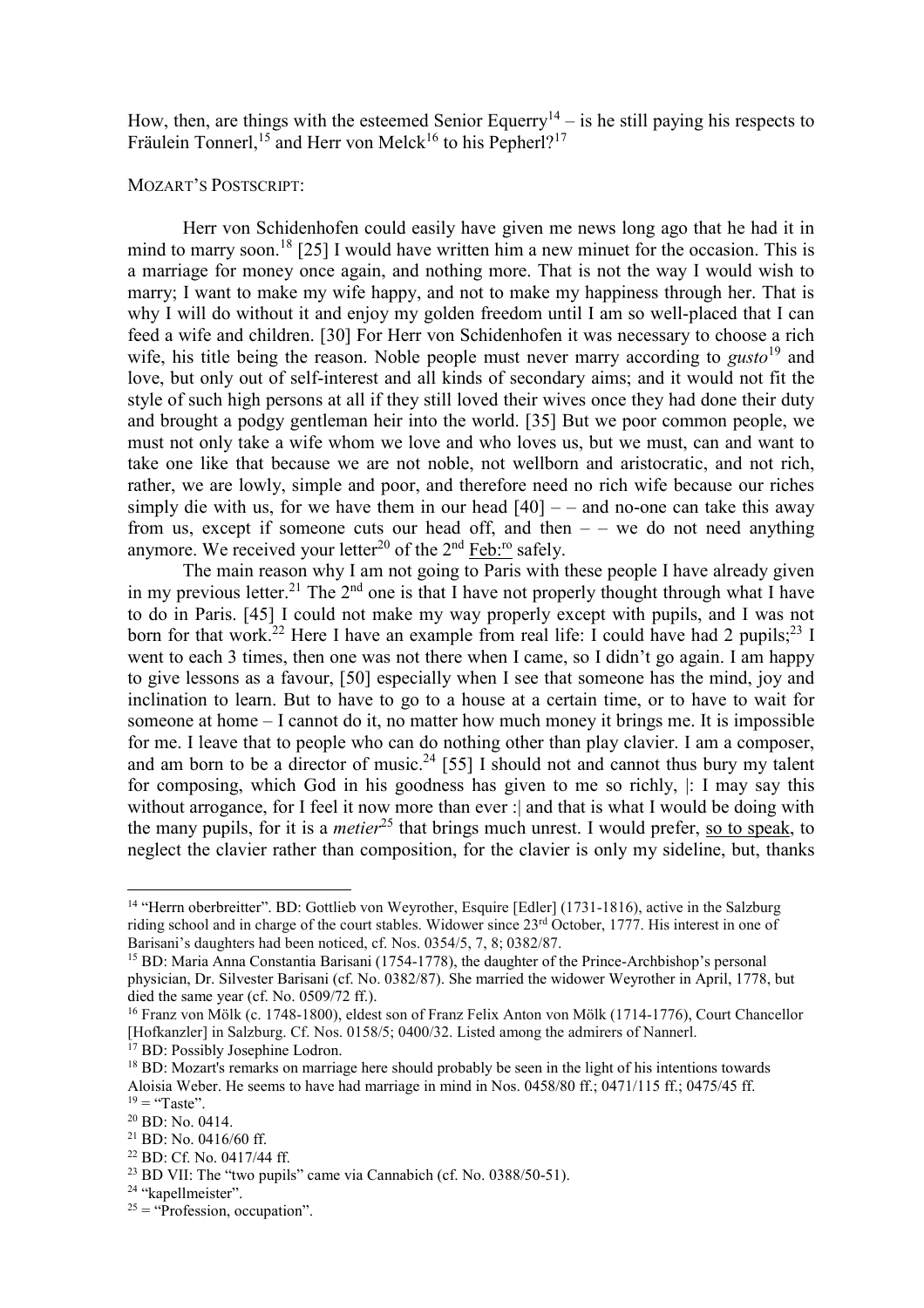How, then, are things with the esteemed Senior Equerry[14] – is he still paying his respects to Fräulein Tonnerl,[15] and Herr von Melck[16] to his Pepherl?[17]

MOZART'S POSTSCRIPT:

Herr von Schidenhofen could easily have given me news long ago that he had it in mind to marry soon.[18] [25] I would have written him a new minuet for the occasion. This is a marriage for money once again, and nothing more. That is not the way I would wish to marry; I want to make my wife happy, and not to make my happiness through her. That is why I will do without it and enjoy my golden freedom until I am so well-placed that I can feed a wife and children. [30] For Herr von Schidenhofen it was necessary to choose a rich wife, his title being the reason. Noble people must never marry according to *gusto*[19] and love, but only out of self-interest and all kinds of secondary aims; and it would not fit the style of such high persons at all if they still loved their wives once they had done their duty and brought a podgy gentleman heir into the world. [35] But we poor common people, we must not only take a wife whom we love and who loves us, but we must, can and want to take one like that because we are not noble, not wellborn and aristocratic, and not rich, rather, we are lowly, simple and poor, and therefore need no rich wife because our riches simply die with us, for we have them in our head [40] – – and no-one can take this away from us, except if someone cuts our head off, and then – – we do not need anything anymore. We received your letter[20] of the 2nd Feb:ro safely.

The main reason why I am not going to Paris with these people I have already given in my previous letter.[21] The 2nd one is that I have not properly thought through what I have to do in Paris. [45] I could not make my way properly except with pupils, and I was not born for that work.[22] Here I have an example from real life: I could have had 2 pupils;[23] I went to each 3 times, then one was not there when I came, so I didn't go again. I am happy to give lessons as a favour, [50] especially when I see that someone has the mind, joy and inclination to learn. But to have to go to a house at a certain time, or to have to wait for someone at home – I cannot do it, no matter how much money it brings me. It is impossible for me. I leave that to people who can do nothing other than play clavier. I am a composer, and am born to be a director of music.[24] [55] I should not and cannot thus bury my talent for composing, which God in his goodness has given to me so richly, |: I may say this without arrogance, for I feel it now more than ever :| and that is what I would be doing with the many pupils, for it is a *metier*[25] that brings much unrest. I would prefer, so to speak, to neglect the clavier rather than composition, for the clavier is only my sideline, but, thanks

---

[14] "Herrn oberbreitter". BD: Gottlieb von Weyrother, Esquire [Edler] (1731-1816), active in the Salzburg riding school and in charge of the court stables. Widower since 23rd October, 1777. His interest in one of Barisani's daughters had been noticed, cf. Nos. 0354/5, 7, 8; 0382/87.

[15] BD: Maria Anna Constantia Barisani (1754-1778), the daughter of the Prince-Archbishop's personal physician, Dr. Silvester Barisani (cf. No. 0382/87). She married the widower Weyrother in April, 1778, but died the same year (cf. No. 0509/72 ff.).

[16] Franz von Mölk (c. 1748-1800), eldest son of Franz Felix Anton von Mölk (1714-1776), Court Chancellor [Hofkanzler] in Salzburg. Cf. Nos. 0158/5; 0400/32. Listed among the admirers of Nannerl.

[17] BD: Possibly Josephine Lodron.

[18] BD: Mozart's remarks on marriage here should probably be seen in the light of his intentions towards Aloisia Weber. He seems to have had marriage in mind in Nos. 0458/80 ff.; 0471/115 ff.; 0475/45 ff.

[19] = "Taste".

[20] BD: No. 0414.

[21] BD: No. 0416/60 ff.

[22] BD: Cf. No. 0417/44 ff.

[23] BD VII: The "two pupils" came via Cannabich (cf. No. 0388/50-51).

[24] "kapellmeister".

[25] = "Profession, occupation".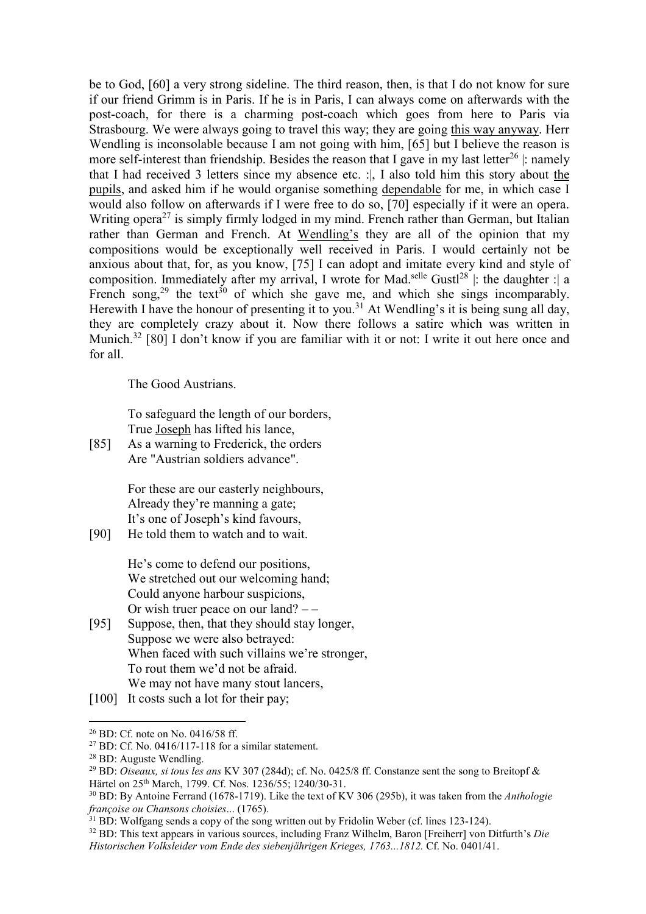be to God, [60] a very strong sideline. The third reason, then, is that I do not know for sure if our friend Grimm is in Paris. If he is in Paris, I can always come on afterwards with the post-coach, for there is a charming post-coach which goes from here to Paris via Strasbourg. We were always going to travel this way; they are going this way anyway. Herr Wendling is inconsolable because I am not going with him, [65] but I believe the reason is more self-interest than friendship. Besides the reason that I gave in my last letter[26] |: namely that I had received 3 letters since my absence etc. :|, I also told him this story about the pupils, and asked him if he would organise something dependable for me, in which case I would also follow on afterwards if I were free to do so, [70] especially if it were an opera. Writing opera[27] is simply firmly lodged in my mind. French rather than German, but Italian rather than German and French. At Wendling's they are all of the opinion that my compositions would be exceptionally well received in Paris. I would certainly not be anxious about that, for, as you know, [75] I can adopt and imitate every kind and style of composition. Immediately after my arrival, I wrote for Mad.selle Gustl[28] |: the daughter :| a French song,[29] the text[30] of which she gave me, and which she sings incomparably. Herewith I have the honour of presenting it to you.[31] At Wendling's it is being sung all day, they are completely crazy about it. Now there follows a satire which was written in Munich.[32] [80] I don't know if you are familiar with it or not: I write it out here once and for all.

The Good Austrians.

To safeguard the length of our borders,  
True Joseph has lifted his lance,  
[85] As a warning to Frederick, the orders  
Are "Austrian soldiers advance".

For these are our easterly neighbours,  
Already they're manning a gate;  
It's one of Joseph's kind favours,  
[90] He told them to watch and to wait.

He's come to defend our positions,  
We stretched out our welcoming hand;  
Could anyone harbour suspicions,  
Or wish truer peace on our land? – –  
[95] Suppose, then, that they should stay longer,  
Suppose we were also betrayed:  
When faced with such villains we're stronger,  
To rout them we'd not be afraid.  
We may not have many stout lancers,  
[100] It costs such a lot for their pay;

---

[26] BD: Cf. note on No. 0416/58 ff.

[27] BD: Cf. No. 0416/117-118 for a similar statement.

[28] BD: Auguste Wendling.

[29] BD: *Oiseaux, si tous les ans* KV 307 (284d); cf. No. 0425/8 ff. Constanze sent the song to Breitopf & Härtel on 25th March, 1799. Cf. Nos. 1236/55; 1240/30-31.

[30] BD: By Antoine Ferrand (1678-1719). Like the text of KV 306 (295b), it was taken from the *Anthologie françoise ou Chansons choisies*... (1765).

[31] BD: Wolfgang sends a copy of the song written out by Fridolin Weber (cf. lines 123-124).

[32] BD: This text appears in various sources, including Franz Wilhelm, Baron [Freiherr] von Ditfurth's *Die Historischen Volksleider vom Ende des siebenjährigen Krieges, 1763...1812.* Cf. No. 0401/41.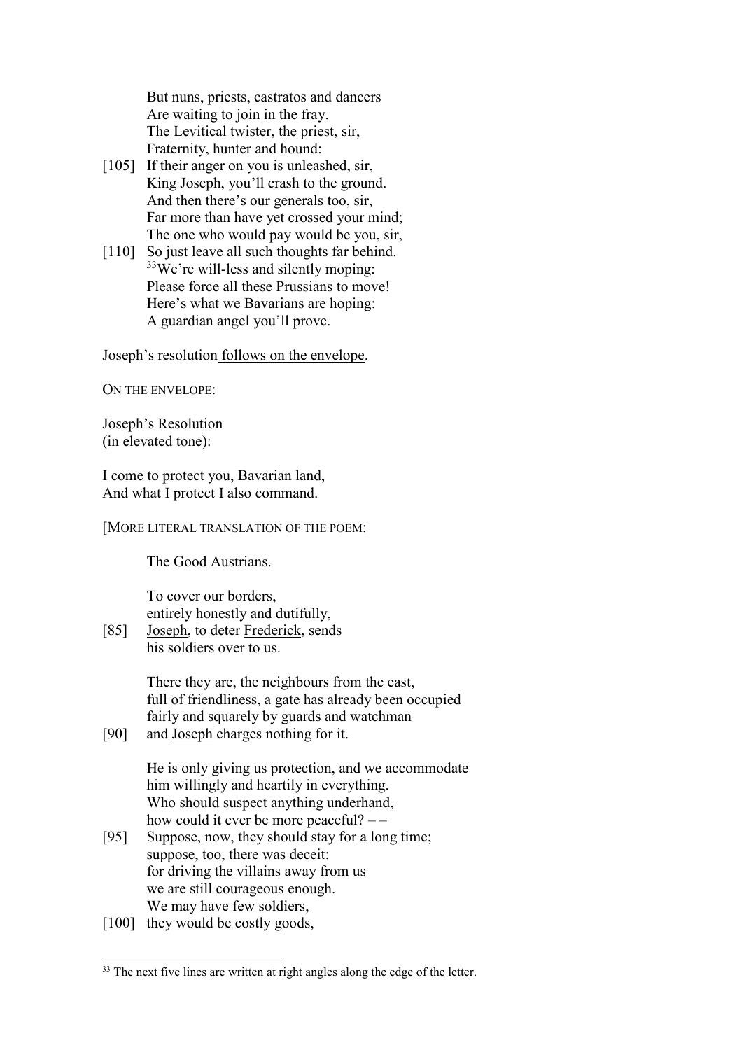But nuns, priests, castratos and dancers
Are waiting to join in the fray.
The Levitical twister, the priest, sir,
Fraternity, hunter and hound:
[105] If their anger on you is unleashed, sir,
King Joseph, you'll crash to the ground.
And then there's our generals too, sir,
Far more than have yet crossed your mind;
The one who would pay would be you, sir,
[110] So just leave all such thoughts far behind.
[33]We're will-less and silently moping:
Please force all these Prussians to move!
Here's what we Bavarians are hoping:
A guardian angel you'll prove.

Joseph's resolution follows on the envelope.

ON THE ENVELOPE:

Joseph's Resolution
(in elevated tone):

I come to protect you, Bavarian land,
And what I protect I also command.

[MORE LITERAL TRANSLATION OF THE POEM:

The Good Austrians.

To cover our borders,
entirely honestly and dutifully,
[85] Joseph, to deter Frederick, sends
his soldiers over to us.

There they are, the neighbours from the east,
full of friendliness, a gate has already been occupied
fairly and squarely by guards and watchman
[90] and Joseph charges nothing for it.

He is only giving us protection, and we accommodate
him willingly and heartily in everything.
Who should suspect anything underhand,
how could it ever be more peaceful? – –
[95] Suppose, now, they should stay for a long time;
suppose, too, there was deceit:
for driving the villains away from us
we are still courageous enough.
We may have few soldiers,
[100] they would be costly goods,

[33] The next five lines are written at right angles along the edge of the letter.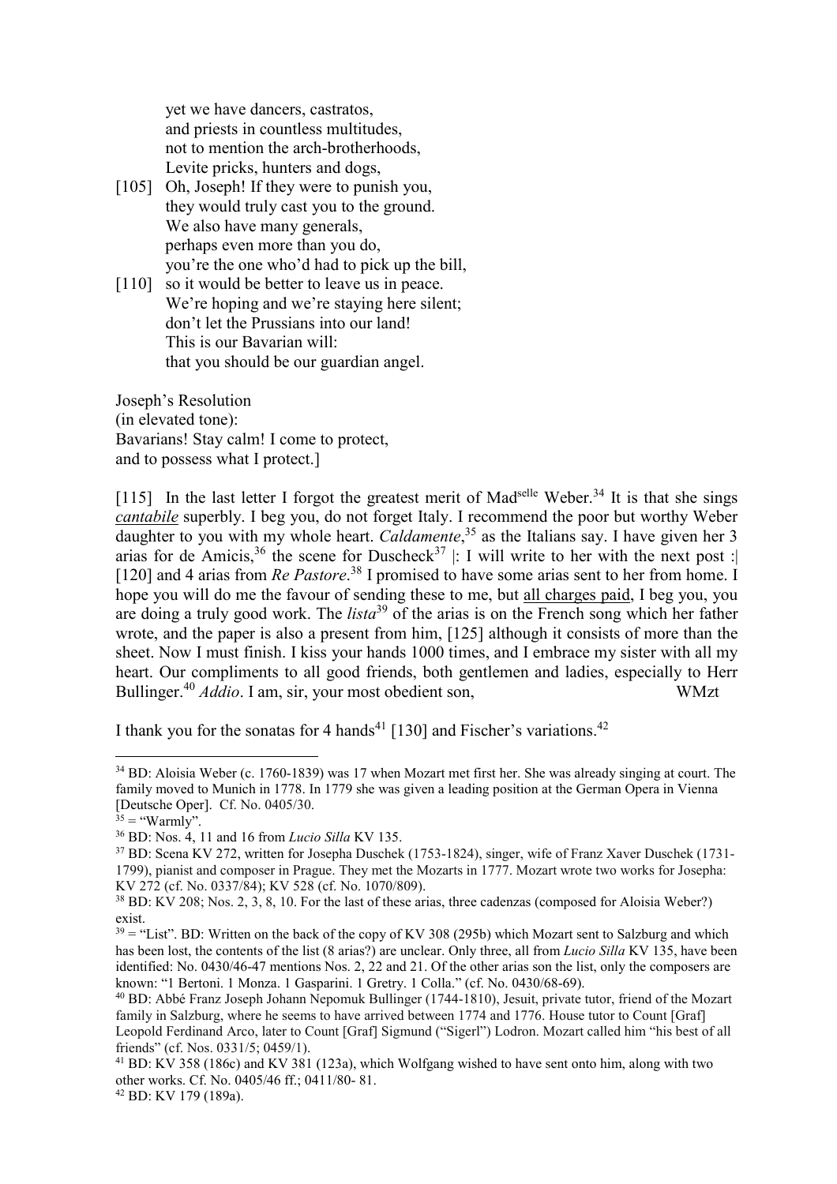yet we have dancers, castratos,
and priests in countless multitudes,
not to mention the arch-brotherhoods,
Levite pricks, hunters and dogs,
[105] Oh, Joseph! If they were to punish you,
they would truly cast you to the ground.
We also have many generals,
perhaps even more than you do,
you're the one who'd had to pick up the bill,
[110] so it would be better to leave us in peace.
We're hoping and we're staying here silent;
don't let the Prussians into our land!
This is our Bavarian will:
that you should be our guardian angel.

Joseph's Resolution
(in elevated tone):
Bavarians! Stay calm! I come to protect,
and to possess what I protect.]

[115] In the last letter I forgot the greatest merit of Mad[selle] Weber.[34] It is that she sings *cantabile* superbly. I beg you, do not forget Italy. I recommend the poor but worthy Weber daughter to you with my whole heart. *Caldamente*,[35] as the Italians say. I have given her 3 arias for de Amicis,[36] the scene for Duscheck[37] |: I will write to her with the next post :| [120] and 4 arias from *Re Pastore*.[38] I promised to have some arias sent to her from home. I hope you will do me the favour of sending these to me, but all charges paid, I beg you, you are doing a truly good work. The *lista*[39] of the arias is on the French song which her father wrote, and the paper is also a present from him, [125] although it consists of more than the sheet. Now I must finish. I kiss your hands 1000 times, and I embrace my sister with all my heart. Our compliments to all good friends, both gentlemen and ladies, especially to Herr Bullinger.[40] *Addio*. I am, sir, your most obedient son, WMzt

I thank you for the sonatas for 4 hands[41] [130] and Fischer's variations.[42]

---

[34] BD: Aloisia Weber (c. 1760-1839) was 17 when Mozart met first her. She was already singing at court. The family moved to Munich in 1778. In 1779 she was given a leading position at the German Opera in Vienna [Deutsche Oper]. Cf. No. 0405/30.

[35] = "Warmly".

[36] BD: Nos. 4, 11 and 16 from *Lucio Silla* KV 135.

[37] BD: Scena KV 272, written for Josepha Duschek (1753-1824), singer, wife of Franz Xaver Duschek (1731-1799), pianist and composer in Prague. They met the Mozarts in 1777. Mozart wrote two works for Josepha: KV 272 (cf. No. 0337/84); KV 528 (cf. No. 1070/809).

[38] BD: KV 208; Nos. 2, 3, 8, 10. For the last of these arias, three cadenzas (composed for Aloisia Weber?) exist.

[39] = "List". BD: Written on the back of the copy of KV 308 (295b) which Mozart sent to Salzburg and which has been lost, the contents of the list (8 arias?) are unclear. Only three, all from *Lucio Silla* KV 135, have been identified: No. 0430/46-47 mentions Nos. 2, 22 and 21. Of the other arias son the list, only the composers are known: "1 Bertoni. 1 Monza. 1 Gasparini. 1 Gretry. 1 Colla." (cf. No. 0430/68-69).

[40] BD: Abbé Franz Joseph Johann Nepomuk Bullinger (1744-1810), Jesuit, private tutor, friend of the Mozart family in Salzburg, where he seems to have arrived between 1774 and 1776. House tutor to Count [Graf] Leopold Ferdinand Arco, later to Count [Graf] Sigmund ("Sigerl") Lodron. Mozart called him "his best of all friends" (cf. Nos. 0331/5; 0459/1).

[41] BD: KV 358 (186c) and KV 381 (123a), which Wolfgang wished to have sent onto him, along with two other works. Cf. No. 0405/46 ff.; 0411/80- 81.

[42] BD: KV 179 (189a).